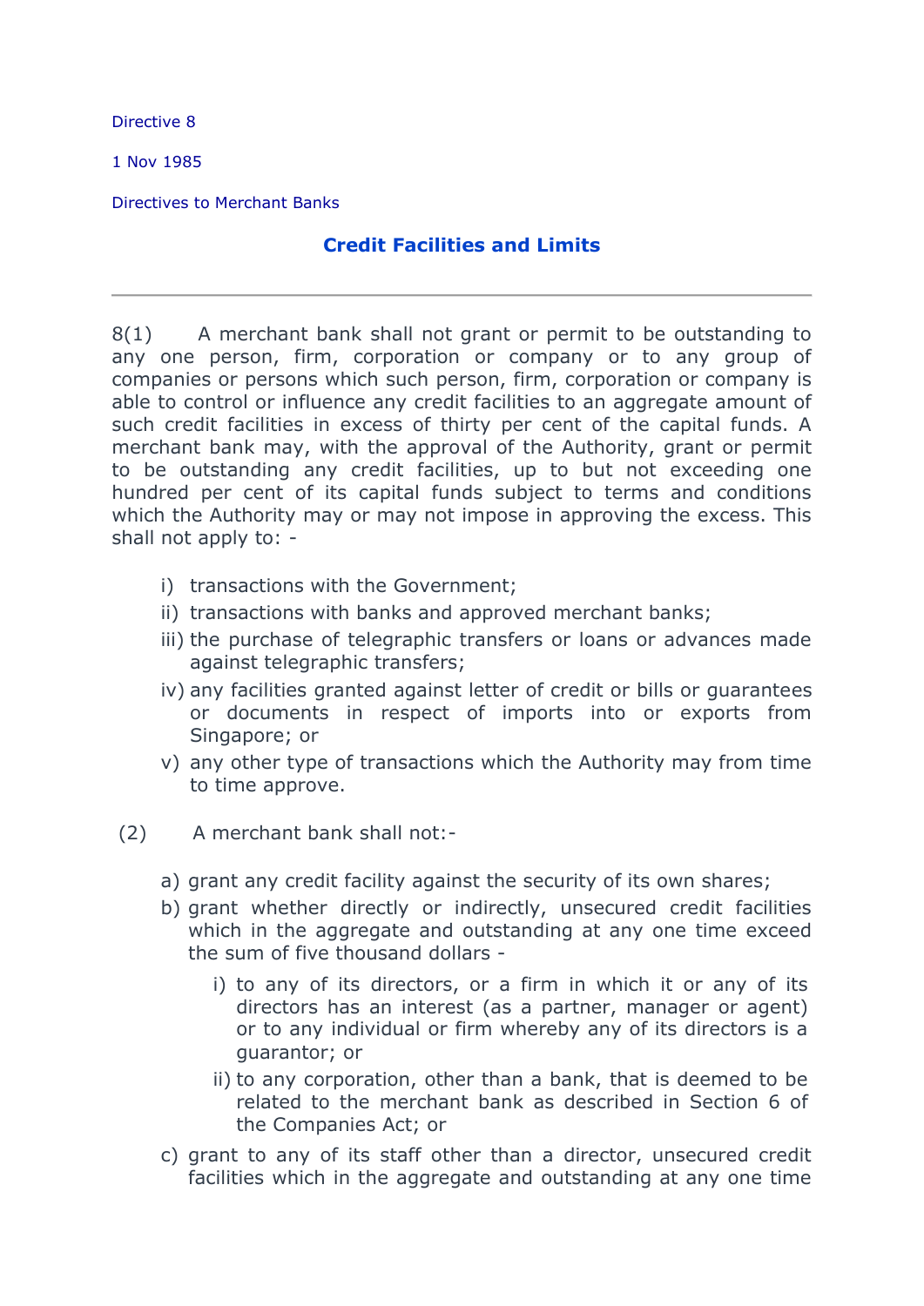Directive 8

1 Nov 1985

Directives to Merchant Banks

## Credit Facilities and Limits

---

8(1) A merchant bank shall not grant or permit to be outstanding to any one person, firm, corporation or company or to any group of companies or persons which such person, firm, corporation or company is able to control or influence any credit facilities to an aggregate amount of such credit facilities in excess of thirty per cent of the capital funds. A merchant bank may, with the approval of the Authority, grant or permit to be outstanding any credit facilities, up to but not exceeding one hundred per cent of its capital funds subject to terms and conditions which the Authority may or may not impose in approving the excess. This shall not apply to: -

- i) transactions with the Government;
- ii) transactions with banks and approved merchant banks;
- iii) the purchase of telegraphic transfers or loans or advances made against telegraphic transfers;
- iv) any facilities granted against letter of credit or bills or guarantees or documents in respect of imports into or exports from Singapore; or
- v) any other type of transactions which the Authority may from time to time approve.

(2) A merchant bank shall not:-

- a) grant any credit facility against the security of its own shares;
- b) grant whether directly or indirectly, unsecured credit facilities which in the aggregate and outstanding at any one time exceed the sum of five thousand dollars -
  - i) to any of its directors, or a firm in which it or any of its directors has an interest (as a partner, manager or agent) or to any individual or firm whereby any of its directors is a guarantor; or
  - ii) to any corporation, other than a bank, that is deemed to be related to the merchant bank as described in Section 6 of the Companies Act; or
- c) grant to any of its staff other than a director, unsecured credit facilities which in the aggregate and outstanding at any one time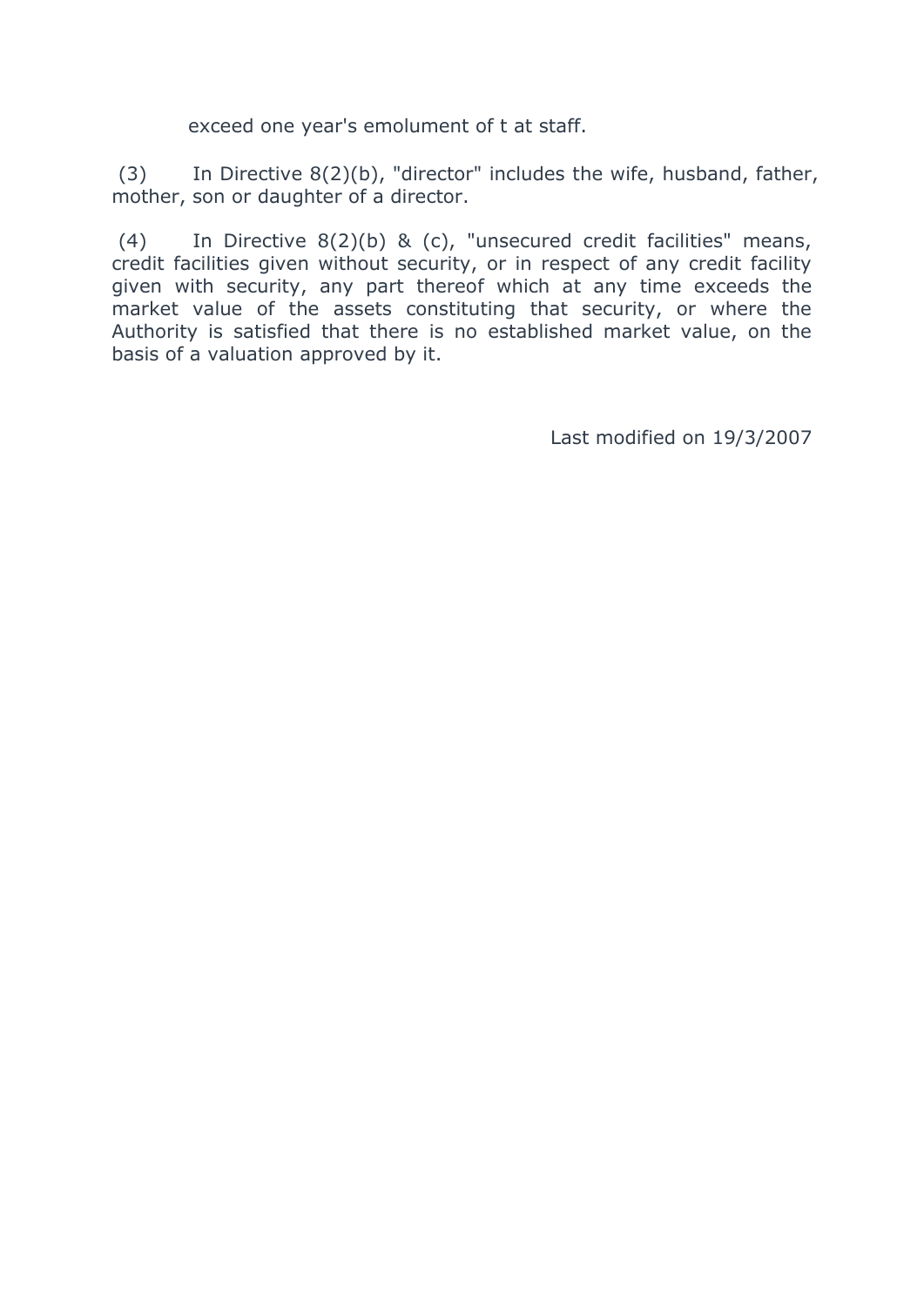exceed one year's emolument of t at staff.

(3) In Directive 8(2)(b), "director" includes the wife, husband, father, mother, son or daughter of a director.

(4) In Directive 8(2)(b) & (c), "unsecured credit facilities" means, credit facilities given without security, or in respect of any credit facility given with security, any part thereof which at any time exceeds the market value of the assets constituting that security, or where the Authority is satisfied that there is no established market value, on the basis of a valuation approved by it.

Last modified on 19/3/2007